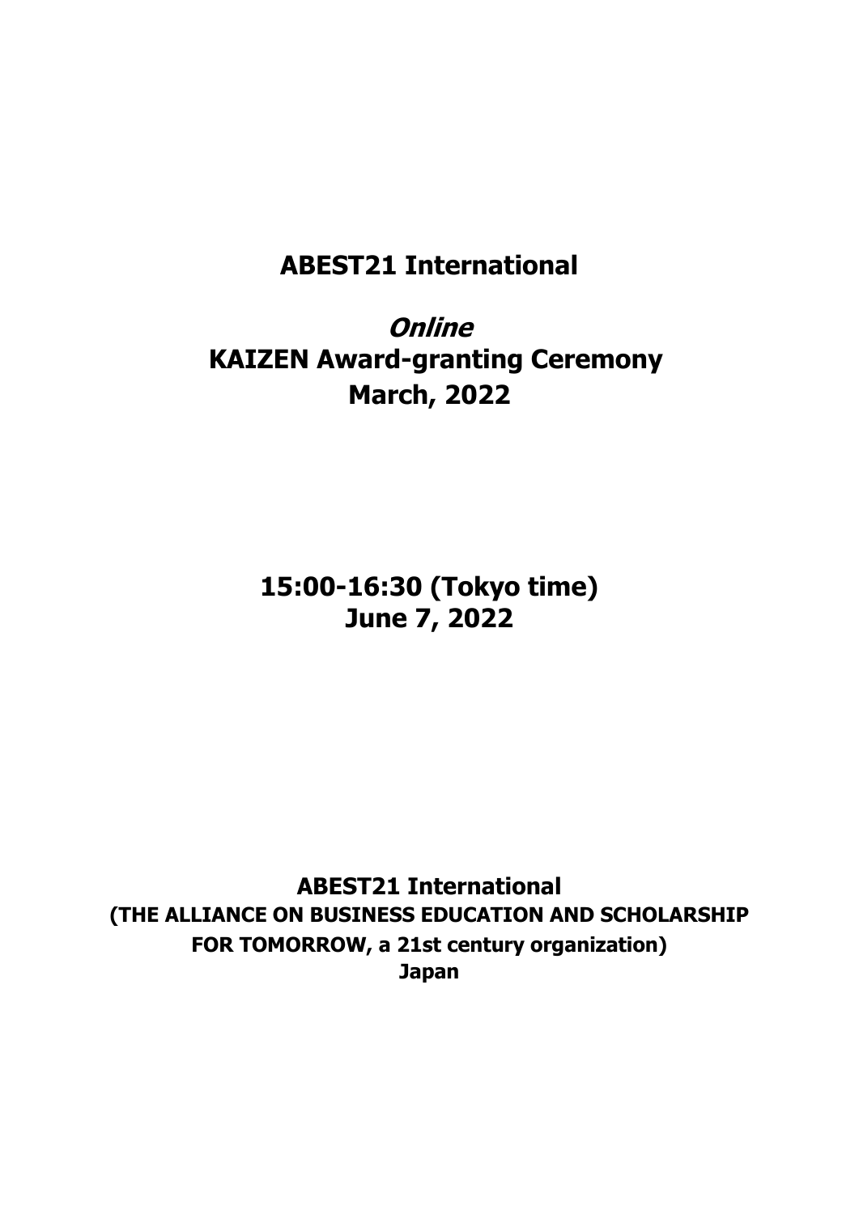# ABEST21 International

## *Online*
## KAIZEN Award-granting Ceremony
## March, 2022

**15:00-16:30 (Tokyo time)**
**June 7, 2022**

**ABEST21 International**
**(THE ALLIANCE ON BUSINESS EDUCATION AND SCHOLARSHIP FOR TOMORROW, a 21st century organization)**
**Japan**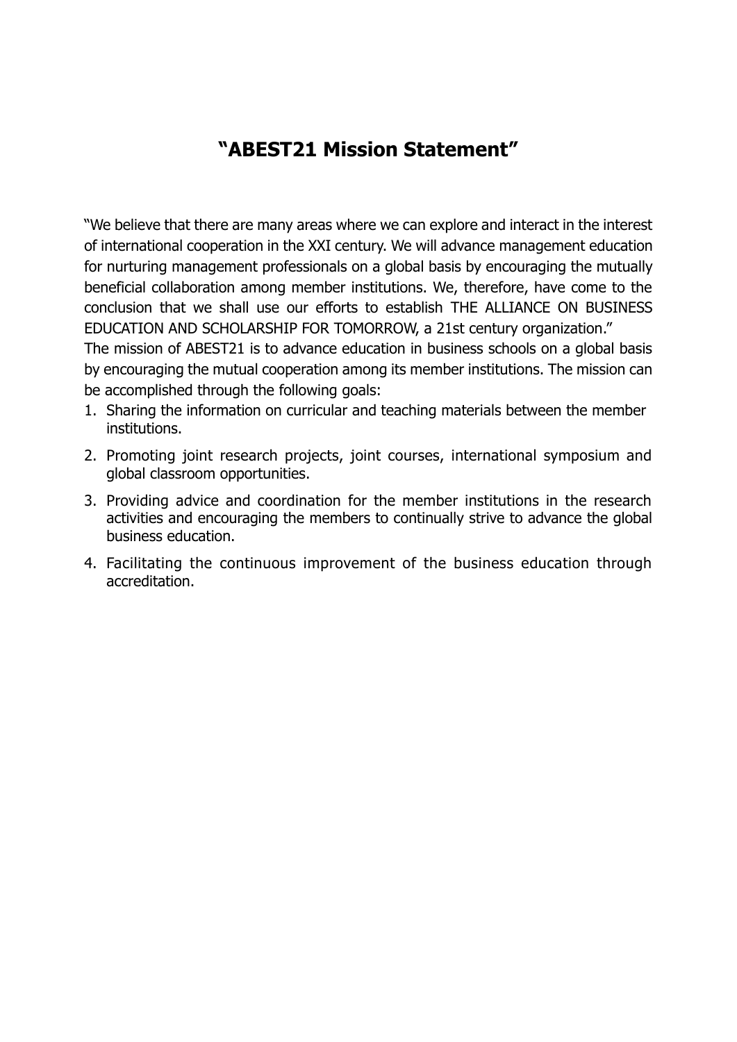# “ABEST21 Mission Statement”

“We believe that there are many areas where we can explore and interact in the interest of international cooperation in the XXI century. We will advance management education for nurturing management professionals on a global basis by encouraging the mutually beneficial collaboration among member institutions. We, therefore, have come to the conclusion that we shall use our efforts to establish THE ALLIANCE ON BUSINESS EDUCATION AND SCHOLARSHIP FOR TOMORROW, a 21st century organization.”

The mission of ABEST21 is to advance education in business schools on a global basis by encouraging the mutual cooperation among its member institutions. The mission can be accomplished through the following goals:

1. Sharing the information on curricular and teaching materials between the member institutions.
2. Promoting joint research projects, joint courses, international symposium and global classroom opportunities.
3. Providing advice and coordination for the member institutions in the research activities and encouraging the members to continually strive to advance the global business education.
4. Facilitating the continuous improvement of the business education through accreditation.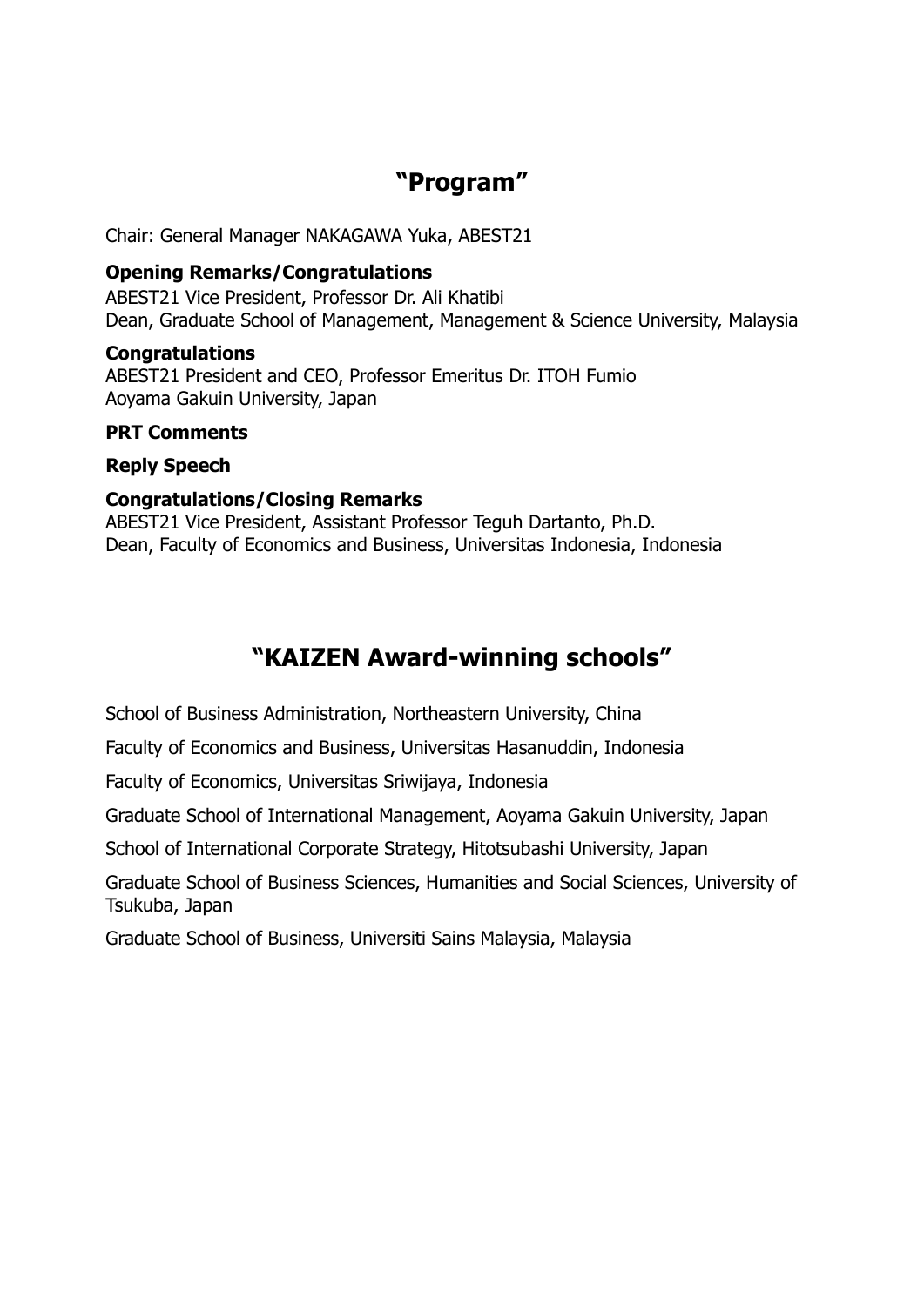## "Program"

Chair: General Manager NAKAGAWA Yuka, ABEST21

**Opening Remarks/Congratulations**
ABEST21 Vice President, Professor Dr. Ali Khatibi
Dean, Graduate School of Management, Management & Science University, Malaysia

**Congratulations**
ABEST21 President and CEO, Professor Emeritus Dr. ITOH Fumio
Aoyama Gakuin University, Japan

**PRT Comments**

**Reply Speech**

**Congratulations/Closing Remarks**
ABEST21 Vice President, Assistant Professor Teguh Dartanto, Ph.D.
Dean, Faculty of Economics and Business, Universitas Indonesia, Indonesia

## "KAIZEN Award-winning schools"

School of Business Administration, Northeastern University, China

Faculty of Economics and Business, Universitas Hasanuddin, Indonesia

Faculty of Economics, Universitas Sriwijaya, Indonesia

Graduate School of International Management, Aoyama Gakuin University, Japan

School of International Corporate Strategy, Hitotsubashi University, Japan

Graduate School of Business Sciences, Humanities and Social Sciences, University of Tsukuba, Japan

Graduate School of Business, Universiti Sains Malaysia, Malaysia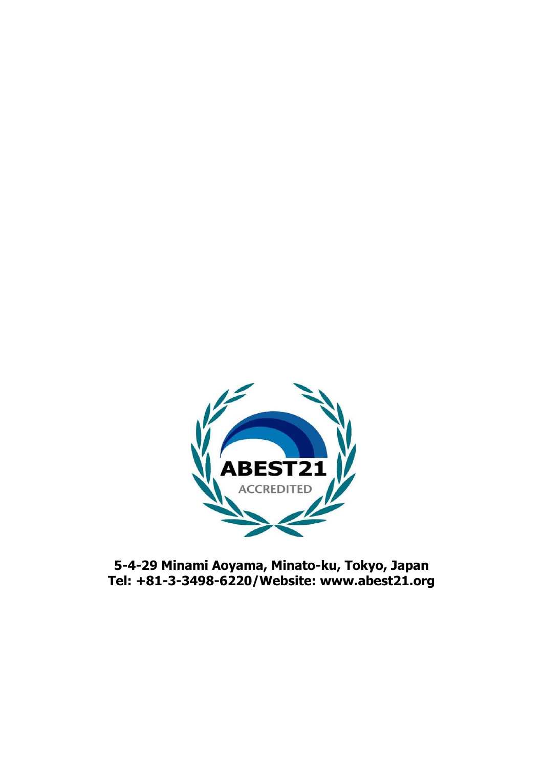**5-4-29 Minami Aoyama, Minato-ku, Tokyo, Japan**
**Tel: +81-3-3498-6220/Website: www.abest21.org**